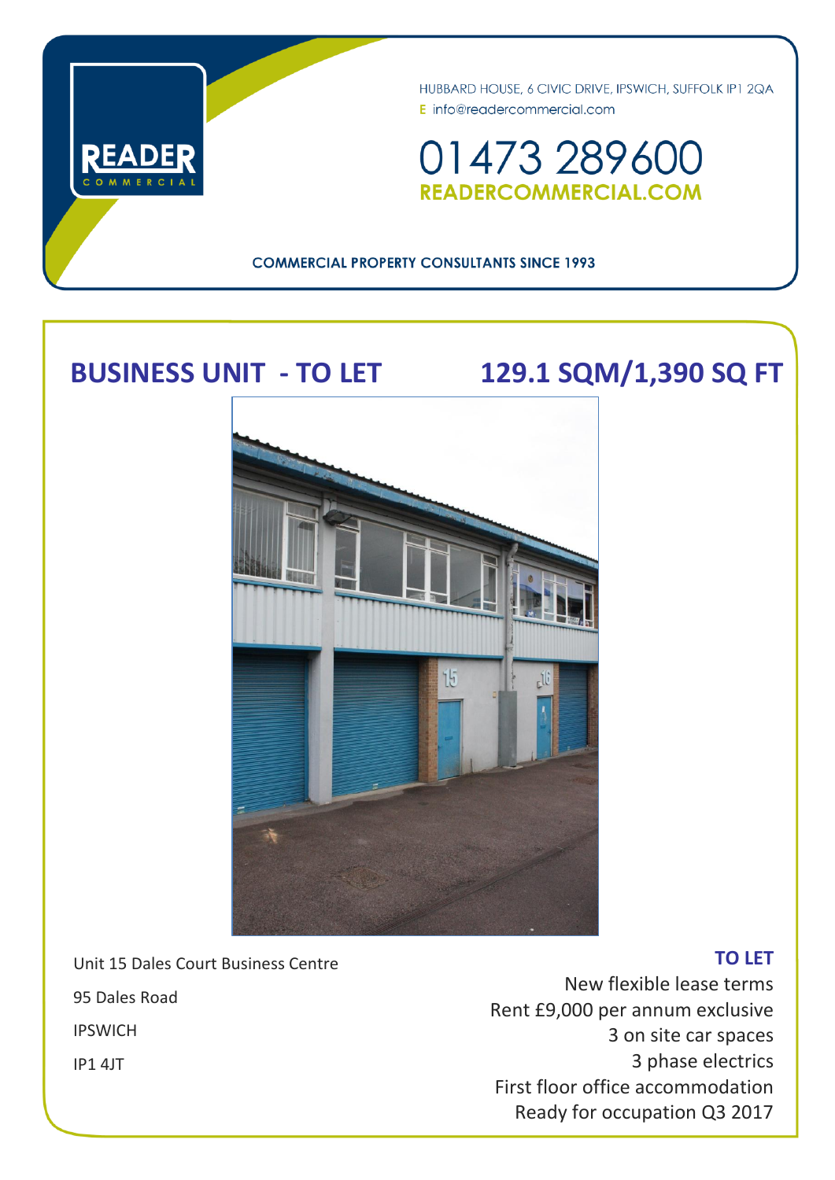HUBBARD HOUSE, 6 CIVIC DRIVE, IPSWICH, SUFFOLK IP1 2QA

E info@readercommercial.com

# 01473 289600

**READERCOMMERCIAL.COM**

**COMMERCIAL PROPERTY CONSULTANTS SINCE 1993**

## BUSINESS UNIT - TO LET

## 129.1 SQM/1,390 SQ FT

Unit 15 Dales Court Business Centre

95 Dales Road

IPSWICH

IP1 4JT

**TO LET**

New flexible lease terms

Rent £9,000 per annum exclusive

3 on site car spaces

3 phase electrics

First floor office accommodation

Ready for occupation Q3 2017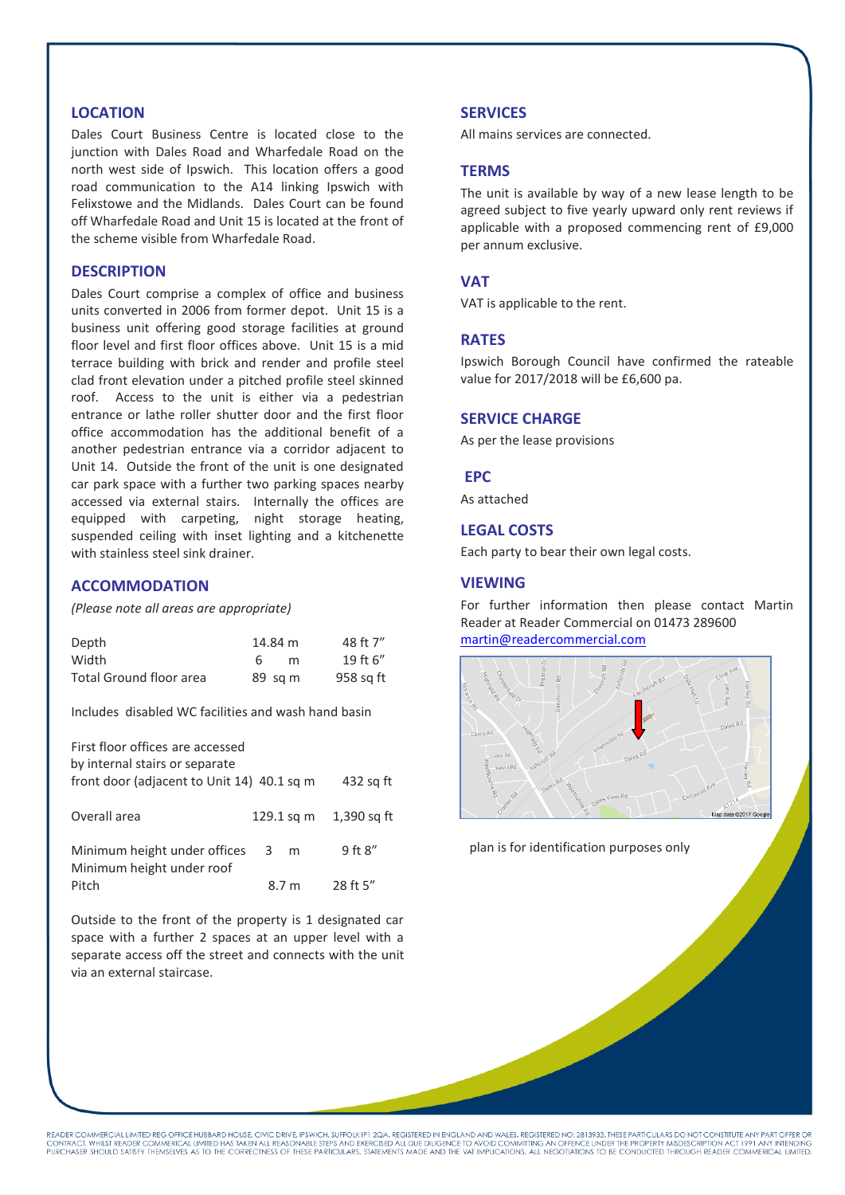## LOCATION

Dales Court Business Centre is located close to the junction with Dales Road and Wharfedale Road on the north west side of Ipswich. This location offers a good road communication to the A14 linking Ipswich with Felixstowe and the Midlands. Dales Court can be found off Wharfedale Road and Unit 15 is located at the front of the scheme visible from Wharfedale Road.

## DESCRIPTION

Dales Court comprise a complex of office and business units converted in 2006 from former depot. Unit 15 is a business unit offering good storage facilities at ground floor level and first floor offices above. Unit 15 is a mid terrace building with brick and render and profile steel clad front elevation under a pitched profile steel skinned roof. Access to the unit is either via a pedestrian entrance or lathe roller shutter door and the first floor office accommodation has the additional benefit of a another pedestrian entrance via a corridor adjacent to Unit 14. Outside the front of the unit is one designated car park space with a further two parking spaces nearby accessed via external stairs. Internally the offices are equipped with carpeting, night storage heating, suspended ceiling with inset lighting and a kitchenette with stainless steel sink drainer.

## ACCOMMODATION

*(Please note all areas are appropriate)*

| | | |
|---|---|---|
| Depth | 14.84 m | 48 ft 7" |
| Width | 6 m | 19 ft 6" |
| Total Ground floor area | 89 sq m | 958 sq ft |

Includes disabled WC facilities and wash hand basin

| | | |
|---|---|---|
| First floor offices are accessed by internal stairs or separate front door (adjacent to Unit 14) | 40.1 sq m | 432 sq ft |
| Overall area | 129.1 sq m | 1,390 sq ft |
| Minimum height under offices | 3 m | 9 ft 8" |
| Minimum height under roof Pitch | 8.7 m | 28 ft 5" |

Outside to the front of the property is 1 designated car space with a further 2 spaces at an upper level with a separate access off the street and connects with the unit via an external staircase.

## SERVICES

All mains services are connected.

## TERMS

The unit is available by way of a new lease length to be agreed subject to five yearly upward only rent reviews if applicable with a proposed commencing rent of £9,000 per annum exclusive.

## VAT

VAT is applicable to the rent.

## RATES

Ipswich Borough Council have confirmed the rateable value for 2017/2018 will be £6,600 pa.

## SERVICE CHARGE

As per the lease provisions

## EPC

As attached

## LEGAL COSTS

Each party to bear their own legal costs.

## VIEWING

For further information then please contact Martin Reader at Reader Commercial on 01473 289600
martin@readercommercial.com

plan is for identification purposes only

READER COMMERCIAL LIMITED REG OFFICE HUBBARD HOUSE, CIVIC DRIVE, IPSWICH, SUFFOLK IP1 2QA. REGISTERED IN ENGLAND AND WALES. REGISTERED NO: 2813933. THESE PARTICULARS DO NOT CONSTITUTE ANY PART OFFER OR CONTRACT. WHILST READER COMMERCIAL LIMITED HAS TAKEN ALL REASONABLE STEPS AND EXERCISED ALL DUE DILIGENCE TO AVOID COMMITTING AN OFFENCE UNDER THE PROPERTY MISDESCRIPTION ACT 1991 ANY INTENDING PURCHASER SHOULD SATISFY THEMSELVES AS TO THE CORRECTNESS OF THESE PARTICULARS, STATEMENTS MADE AND THE VAT IMPLICATIONS. ALL NEGOTIATIONS TO BE CONDUCTED THROUGH READER COMMERICAL LIMITED.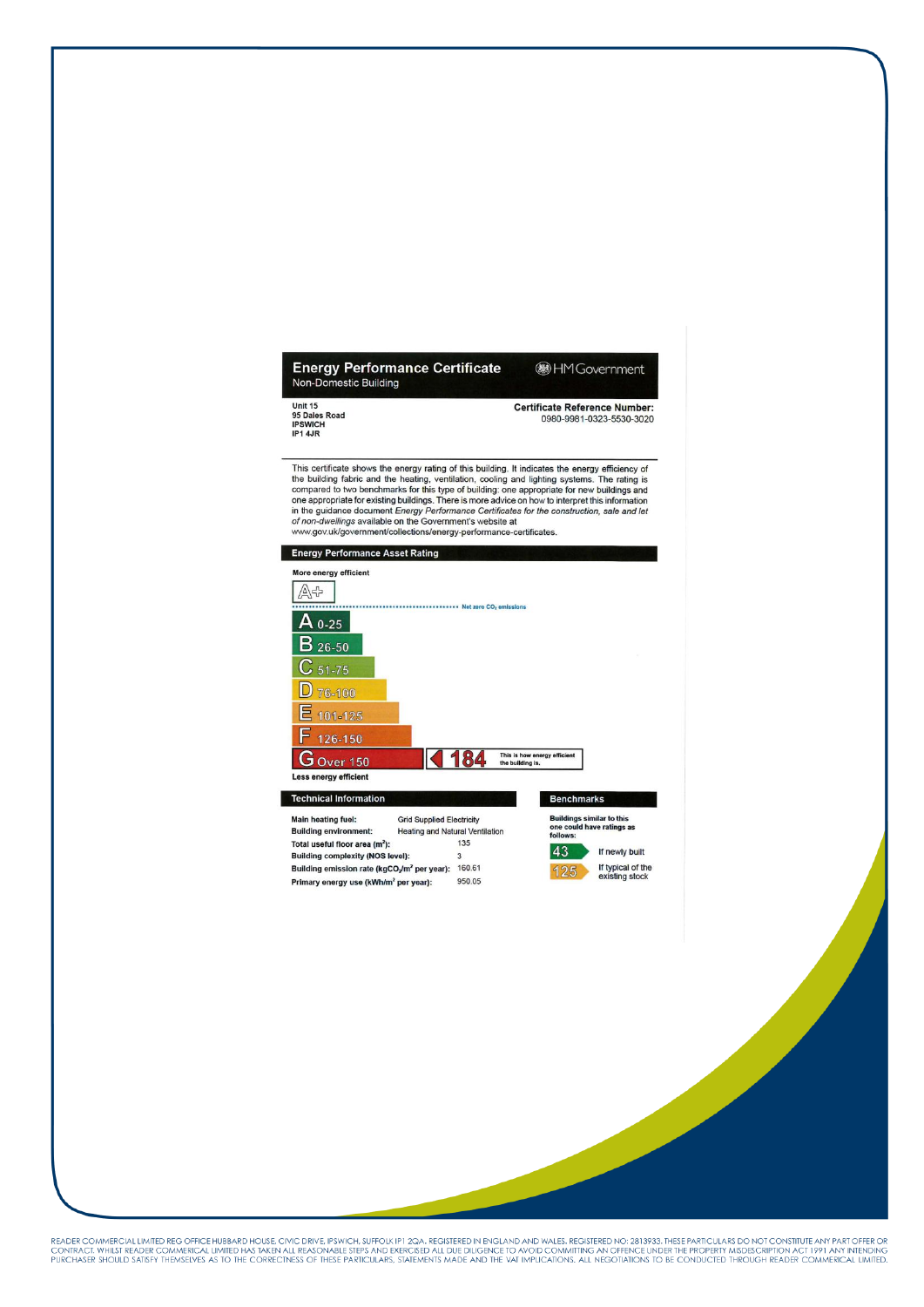# Energy Performance Certificate

Non-Domestic Building

HM Government

Unit 15
95 Dales Road
IPSWICH
IP1 4JR

**Certificate Reference Number:**
0980-9981-0323-5530-3020

This certificate shows the energy rating of this building. It indicates the energy efficiency of the building fabric and the heating, ventilation, cooling and lighting systems. The rating is compared to two benchmarks for this type of building: one appropriate for new buildings and one appropriate for existing buildings. There is more advice on how to interpret this information in the guidance document *Energy Performance Certificates for the construction, sale and let of non-dwellings* available on the Government's website at www.gov.uk/government/collections/energy-performance-certificates.

## Energy Performance Asset Rating

More energy efficient

A+

Net zero $CO_2$ emissions

A 0-25

B 26-50

C 51-75

D 76-100

E 101-125

F 126-150

G Over 150

184 This is how energy efficient the building is.

Less energy efficient

## Technical Information

| | |
|---|---|
| **Main heating fuel:** | Grid Supplied Electricity |
| **Building environment:** | Heating and Natural Ventilation |
| **Total useful floor area ($m^2$):** | 135 |
| **Building complexity (NOS level):** | 3 |
| **Building emission rate ($kgCO_2/m^2$ per year):** | 160.61 |
| **Primary energy use ($kWh/m^2$ per year):** | 950.05 |

## Benchmarks

Buildings similar to this one could have ratings as follows:

43 If newly built

125 If typical of the existing stock

READER COMMERCIAL LIMITED REG OFFICE HUBBARD HOUSE, CIVIC DRIVE, IPSWICH, SUFFOLK IP1 2QA. REGISTERED IN ENGLAND AND WALES. REGISTERED NO: 2813933. THESE PARTICULARS DO NOT CONSTITUTE ANY PART OFFER OR CONTRACT. WHILST READER COMMERCIAL LIMITED HAS TAKEN ALL REASONABLE STEPS AND EXERCISED ALL DUE DILIGENCE TO AVOID COMMITTING AN OFFENCE UNDER THE PROPERTY MISDESCRIPTION ACT 1991 ANY INTENDING PURCHASER SHOULD SATISFY THEMSELVES AS TO THE CORRECTNESS OF THESE PARTICULARS, STATEMENTS MADE AND THE VAT IMPLICATIONS. ALL NEGOTIATIONS TO BE CONDUCTED THROUGH READER COMMERCIAL LIMITED.